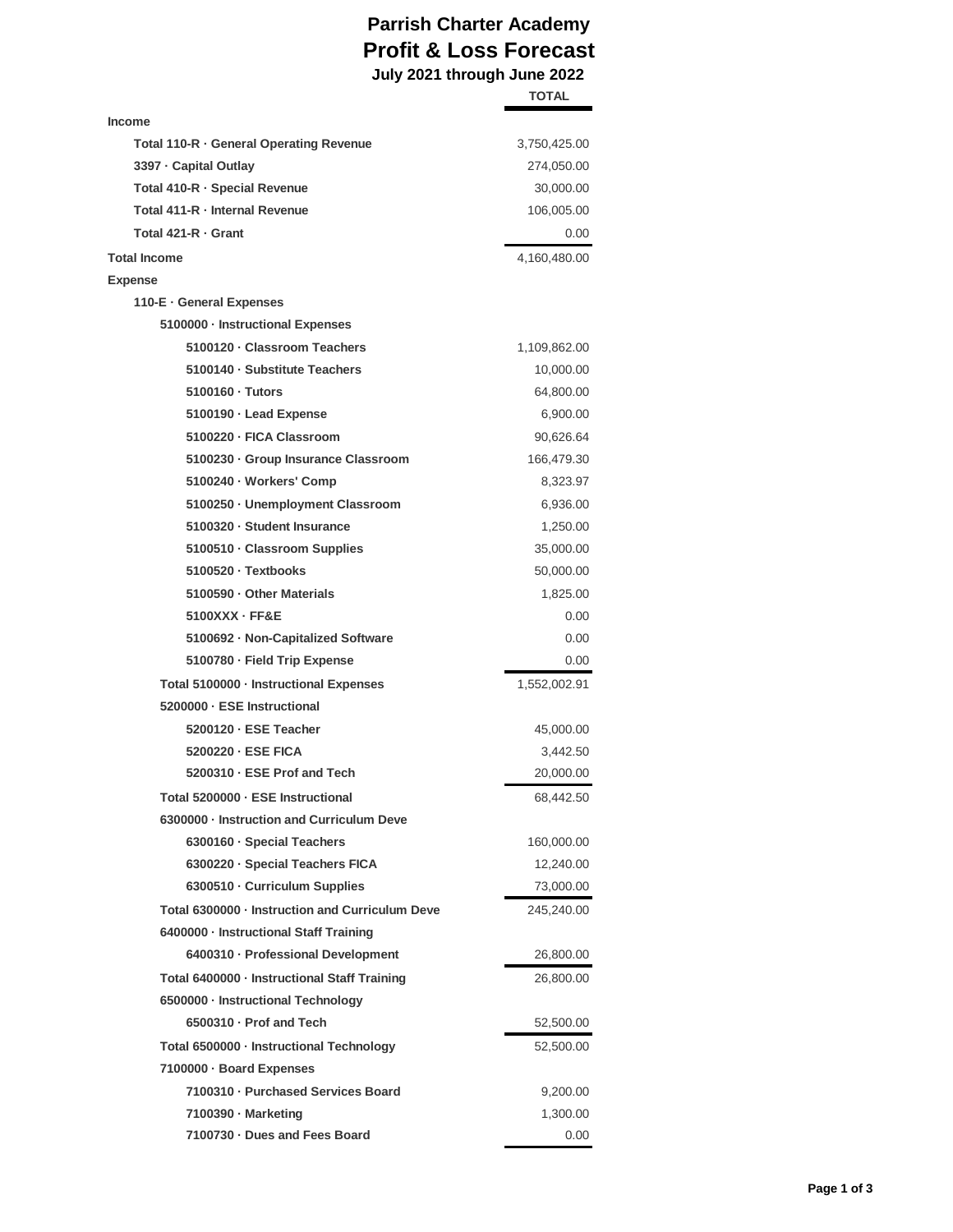# Parrish Charter Academy
## Profit & Loss Forecast
### July 2021 through June 2022

| | TOTAL |
|---|---|
| **Income** | |
| Total 110-R · General Operating Revenue | 3,750,425.00 |
| 3397 · Capital Outlay | 274,050.00 |
| Total 410-R · Special Revenue | 30,000.00 |
| Total 411-R · Internal Revenue | 106,005.00 |
| Total 421-R · Grant | 0.00 |
| **Total Income** | 4,160,480.00 |
| **Expense** | |
| 110-E · General Expenses | |
| 5100000 · Instructional Expenses | |
| 5100120 · Classroom Teachers | 1,109,862.00 |
| 5100140 · Substitute Teachers | 10,000.00 |
| 5100160 · Tutors | 64,800.00 |
| 5100190 · Lead Expense | 6,900.00 |
| 5100220 · FICA Classroom | 90,626.64 |
| 5100230 · Group Insurance Classroom | 166,479.30 |
| 5100240 · Workers' Comp | 8,323.97 |
| 5100250 · Unemployment Classroom | 6,936.00 |
| 5100320 · Student Insurance | 1,250.00 |
| 5100510 · Classroom Supplies | 35,000.00 |
| 5100520 · Textbooks | 50,000.00 |
| 5100590 · Other Materials | 1,825.00 |
| 5100XXX · FF&E | 0.00 |
| 5100692 · Non-Capitalized Software | 0.00 |
| 5100780 · Field Trip Expense | 0.00 |
| Total 5100000 · Instructional Expenses | 1,552,002.91 |
| 5200000 · ESE Instructional | |
| 5200120 · ESE Teacher | 45,000.00 |
| 5200220 · ESE FICA | 3,442.50 |
| 5200310 · ESE Prof and Tech | 20,000.00 |
| Total 5200000 · ESE Instructional | 68,442.50 |
| 6300000 · Instruction and Curriculum Deve | |
| 6300160 · Special Teachers | 160,000.00 |
| 6300220 · Special Teachers FICA | 12,240.00 |
| 6300510 · Curriculum Supplies | 73,000.00 |
| Total 6300000 · Instruction and Curriculum Deve | 245,240.00 |
| 6400000 · Instructional Staff Training | |
| 6400310 · Professional Development | 26,800.00 |
| Total 6400000 · Instructional Staff Training | 26,800.00 |
| 6500000 · Instructional Technology | |
| 6500310 · Prof and Tech | 52,500.00 |
| Total 6500000 · Instructional Technology | 52,500.00 |
| 7100000 · Board Expenses | |
| 7100310 · Purchased Services Board | 9,200.00 |
| 7100390 · Marketing | 1,300.00 |
| 7100730 · Dues and Fees Board | 0.00 |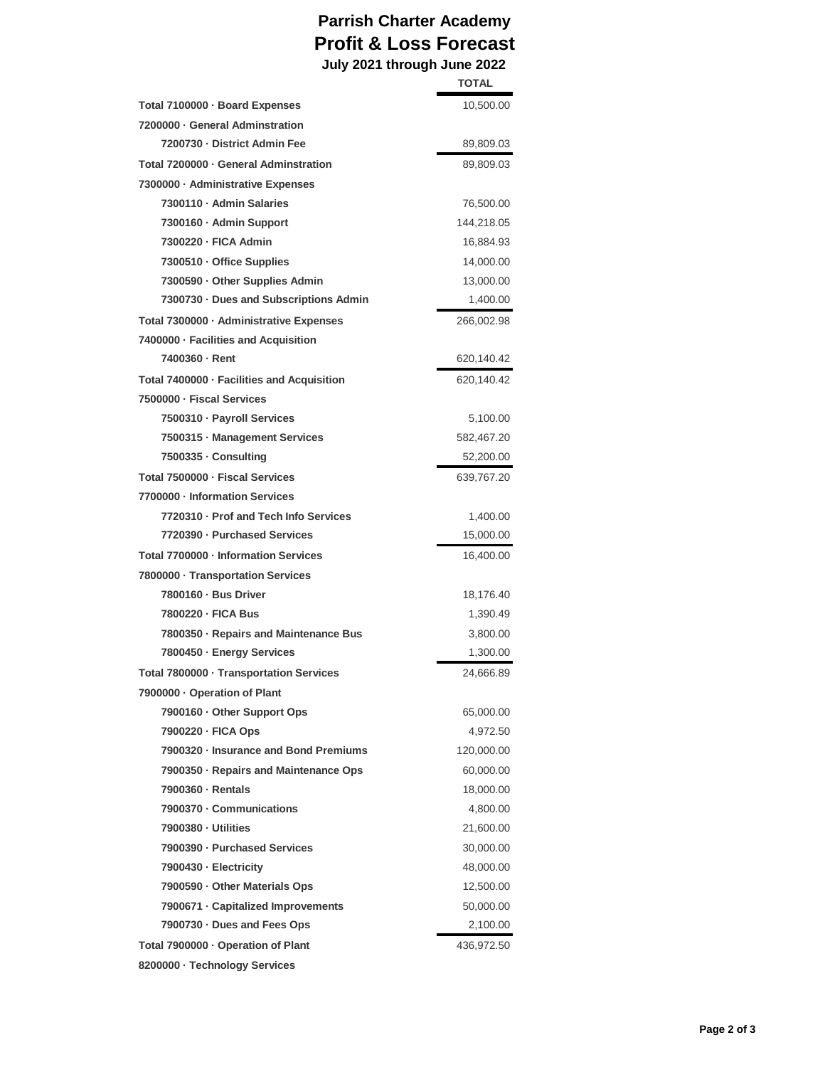# Parrish Charter Academy

## Profit & Loss Forecast

### July 2021 through June 2022

| | TOTAL |
|---|---|
| **Total 7100000 · Board Expenses** | 10,500.00 |
| **7200000 · General Adminstration** | |
| 7200730 · District Admin Fee | 89,809.03 |
| **Total 7200000 · General Adminstration** | 89,809.03 |
| **7300000 · Administrative Expenses** | |
| 7300110 · Admin Salaries | 76,500.00 |
| 7300160 · Admin Support | 144,218.05 |
| 7300220 · FICA Admin | 16,884.93 |
| 7300510 · Office Supplies | 14,000.00 |
| 7300590 · Other Supplies Admin | 13,000.00 |
| 7300730 · Dues and Subscriptions Admin | 1,400.00 |
| **Total 7300000 · Administrative Expenses** | 266,002.98 |
| **7400000 · Facilities and Acquisition** | |
| 7400360 · Rent | 620,140.42 |
| **Total 7400000 · Facilities and Acquisition** | 620,140.42 |
| **7500000 · Fiscal Services** | |
| 7500310 · Payroll Services | 5,100.00 |
| 7500315 · Management Services | 582,467.20 |
| 7500335 · Consulting | 52,200.00 |
| **Total 7500000 · Fiscal Services** | 639,767.20 |
| **7700000 · Information Services** | |
| 7720310 · Prof and Tech Info Services | 1,400.00 |
| 7720390 · Purchased Services | 15,000.00 |
| **Total 7700000 · Information Services** | 16,400.00 |
| **7800000 · Transportation Services** | |
| 7800160 · Bus Driver | 18,176.40 |
| 7800220 · FICA Bus | 1,390.49 |
| 7800350 · Repairs and Maintenance Bus | 3,800.00 |
| 7800450 · Energy Services | 1,300.00 |
| **Total 7800000 · Transportation Services** | 24,666.89 |
| **7900000 · Operation of Plant** | |
| 7900160 · Other Support Ops | 65,000.00 |
| 7900220 · FICA Ops | 4,972.50 |
| 7900320 · Insurance and Bond Premiums | 120,000.00 |
| 7900350 · Repairs and Maintenance Ops | 60,000.00 |
| 7900360 · Rentals | 18,000.00 |
| 7900370 · Communications | 4,800.00 |
| 7900380 · Utilities | 21,600.00 |
| 7900390 · Purchased Services | 30,000.00 |
| 7900430 · Electricity | 48,000.00 |
| 7900590 · Other Materials Ops | 12,500.00 |
| 7900671 · Capitalized Improvements | 50,000.00 |
| 7900730 · Dues and Fees Ops | 2,100.00 |
| **Total 7900000 · Operation of Plant** | 436,972.50 |
| **8200000 · Technology Services** | |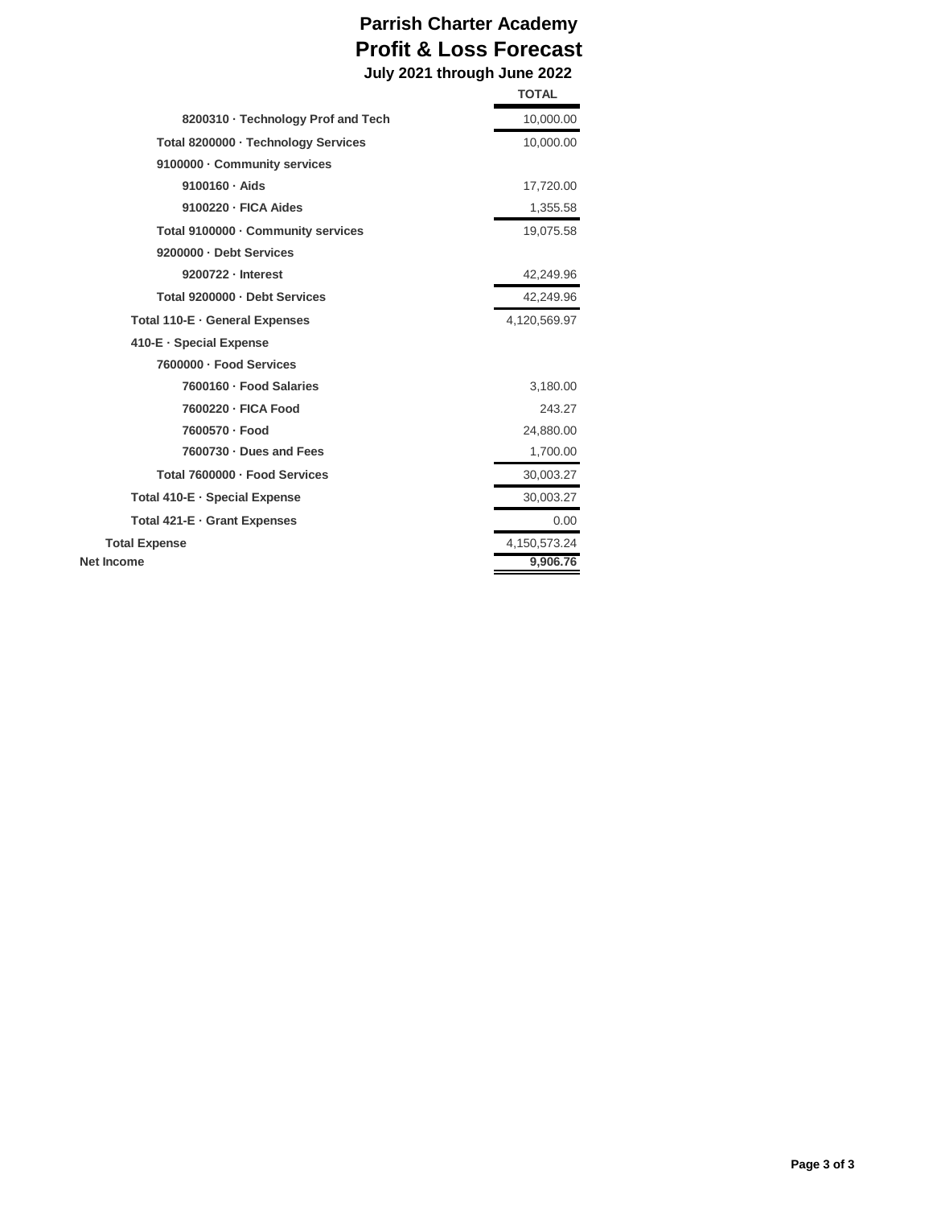# Parrish Charter Academy
## Profit & Loss Forecast
### July 2021 through June 2022

| | TOTAL |
|---|---|
| 8200310 · Technology Prof and Tech | 10,000.00 |
| Total 8200000 · Technology Services | 10,000.00 |
| 9100000 · Community services | |
| 9100160 · Aids | 17,720.00 |
| 9100220 · FICA Aides | 1,355.58 |
| Total 9100000 · Community services | 19,075.58 |
| 9200000 · Debt Services | |
| 9200722 · Interest | 42,249.96 |
| Total 9200000 · Debt Services | 42,249.96 |
| Total 110-E · General Expenses | 4,120,569.97 |
| 410-E · Special Expense | |
| 7600000 · Food Services | |
| 7600160 · Food Salaries | 3,180.00 |
| 7600220 · FICA Food | 243.27 |
| 7600570 · Food | 24,880.00 |
| 7600730 · Dues and Fees | 1,700.00 |
| Total 7600000 · Food Services | 30,003.27 |
| Total 410-E · Special Expense | 30,003.27 |
| Total 421-E · Grant Expenses | 0.00 |
| Total Expense | 4,150,573.24 |
| **Net Income** | **9,906.76** |